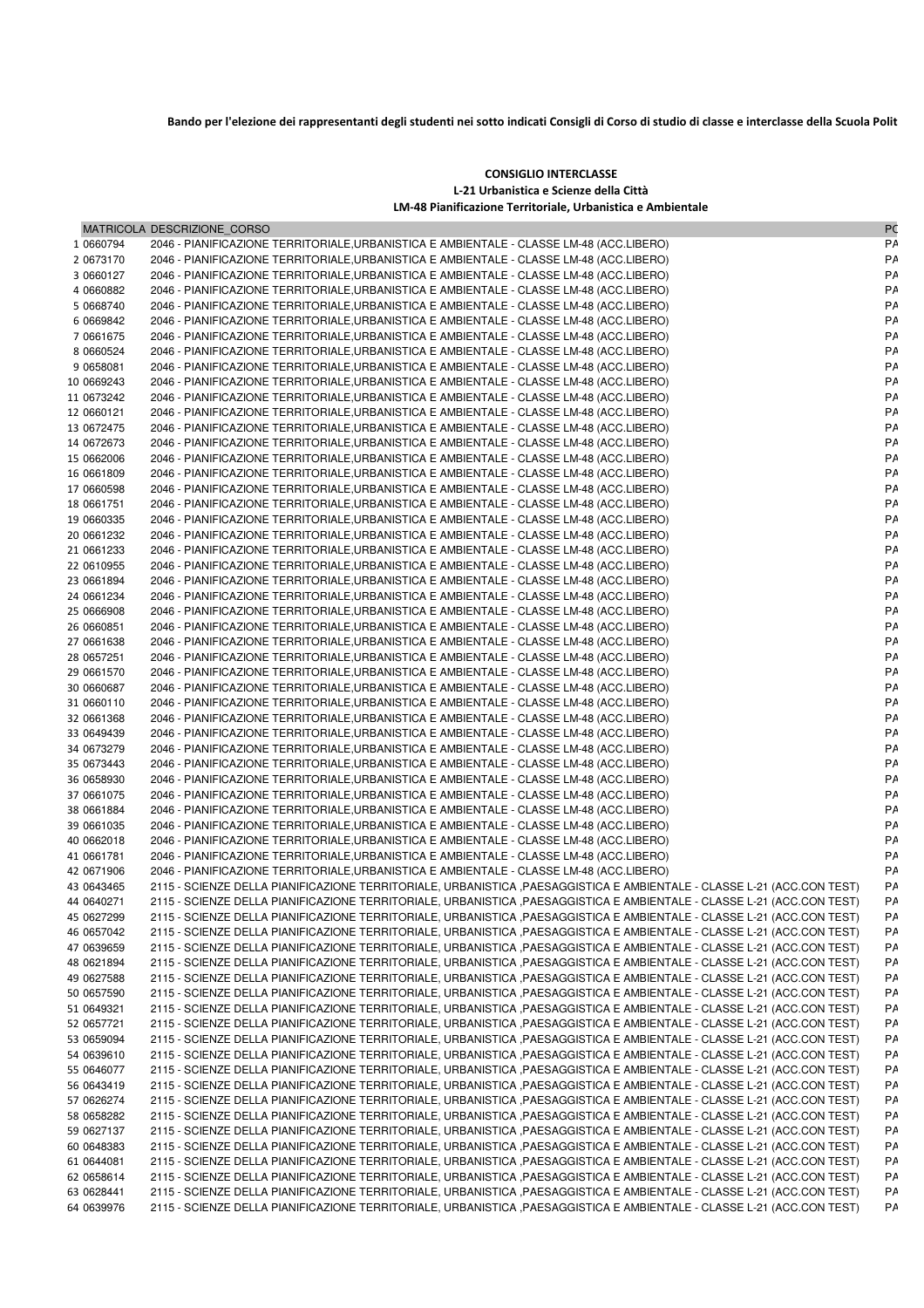**Bando per l'elezione dei rappresentanti degli studenti nei sotto indicati Consigli di Corso di studio di classe e interclasse della Scuola Polit**

**CONSIGLIO INTERCLASSE**
**L-21 Urbanistica e Scienze della Città**
**LM-48 Pianificazione Territoriale, Urbanistica e Ambientale**

| | MATRICOLA | DESCRIZIONE_CORSO | PC |
|---|---|---|---|
| 1 | 0660794 | 2046 - PIANIFICAZIONE TERRITORIALE,URBANISTICA E AMBIENTALE - CLASSE LM-48 (ACC.LIBERO) | PA |
| 2 | 0673170 | 2046 - PIANIFICAZIONE TERRITORIALE,URBANISTICA E AMBIENTALE - CLASSE LM-48 (ACC.LIBERO) | PA |
| 3 | 0660127 | 2046 - PIANIFICAZIONE TERRITORIALE,URBANISTICA E AMBIENTALE - CLASSE LM-48 (ACC.LIBERO) | PA |
| 4 | 0660882 | 2046 - PIANIFICAZIONE TERRITORIALE,URBANISTICA E AMBIENTALE - CLASSE LM-48 (ACC.LIBERO) | PA |
| 5 | 0668740 | 2046 - PIANIFICAZIONE TERRITORIALE,URBANISTICA E AMBIENTALE - CLASSE LM-48 (ACC.LIBERO) | PA |
| 6 | 0669842 | 2046 - PIANIFICAZIONE TERRITORIALE,URBANISTICA E AMBIENTALE - CLASSE LM-48 (ACC.LIBERO) | PA |
| 7 | 0661675 | 2046 - PIANIFICAZIONE TERRITORIALE,URBANISTICA E AMBIENTALE - CLASSE LM-48 (ACC.LIBERO) | PA |
| 8 | 0660524 | 2046 - PIANIFICAZIONE TERRITORIALE,URBANISTICA E AMBIENTALE - CLASSE LM-48 (ACC.LIBERO) | PA |
| 9 | 0658081 | 2046 - PIANIFICAZIONE TERRITORIALE,URBANISTICA E AMBIENTALE - CLASSE LM-48 (ACC.LIBERO) | PA |
| 10 | 0669243 | 2046 - PIANIFICAZIONE TERRITORIALE,URBANISTICA E AMBIENTALE - CLASSE LM-48 (ACC.LIBERO) | PA |
| 11 | 0673242 | 2046 - PIANIFICAZIONE TERRITORIALE,URBANISTICA E AMBIENTALE - CLASSE LM-48 (ACC.LIBERO) | PA |
| 12 | 0660121 | 2046 - PIANIFICAZIONE TERRITORIALE,URBANISTICA E AMBIENTALE - CLASSE LM-48 (ACC.LIBERO) | PA |
| 13 | 0672475 | 2046 - PIANIFICAZIONE TERRITORIALE,URBANISTICA E AMBIENTALE - CLASSE LM-48 (ACC.LIBERO) | PA |
| 14 | 0672673 | 2046 - PIANIFICAZIONE TERRITORIALE,URBANISTICA E AMBIENTALE - CLASSE LM-48 (ACC.LIBERO) | PA |
| 15 | 0662006 | 2046 - PIANIFICAZIONE TERRITORIALE,URBANISTICA E AMBIENTALE - CLASSE LM-48 (ACC.LIBERO) | PA |
| 16 | 0661809 | 2046 - PIANIFICAZIONE TERRITORIALE,URBANISTICA E AMBIENTALE - CLASSE LM-48 (ACC.LIBERO) | PA |
| 17 | 0660598 | 2046 - PIANIFICAZIONE TERRITORIALE,URBANISTICA E AMBIENTALE - CLASSE LM-48 (ACC.LIBERO) | PA |
| 18 | 0661751 | 2046 - PIANIFICAZIONE TERRITORIALE,URBANISTICA E AMBIENTALE - CLASSE LM-48 (ACC.LIBERO) | PA |
| 19 | 0660335 | 2046 - PIANIFICAZIONE TERRITORIALE,URBANISTICA E AMBIENTALE - CLASSE LM-48 (ACC.LIBERO) | PA |
| 20 | 0661232 | 2046 - PIANIFICAZIONE TERRITORIALE,URBANISTICA E AMBIENTALE - CLASSE LM-48 (ACC.LIBERO) | PA |
| 21 | 0661233 | 2046 - PIANIFICAZIONE TERRITORIALE,URBANISTICA E AMBIENTALE - CLASSE LM-48 (ACC.LIBERO) | PA |
| 22 | 0610955 | 2046 - PIANIFICAZIONE TERRITORIALE,URBANISTICA E AMBIENTALE - CLASSE LM-48 (ACC.LIBERO) | PA |
| 23 | 0661894 | 2046 - PIANIFICAZIONE TERRITORIALE,URBANISTICA E AMBIENTALE - CLASSE LM-48 (ACC.LIBERO) | PA |
| 24 | 0661234 | 2046 - PIANIFICAZIONE TERRITORIALE,URBANISTICA E AMBIENTALE - CLASSE LM-48 (ACC.LIBERO) | PA |
| 25 | 0666908 | 2046 - PIANIFICAZIONE TERRITORIALE,URBANISTICA E AMBIENTALE - CLASSE LM-48 (ACC.LIBERO) | PA |
| 26 | 0660851 | 2046 - PIANIFICAZIONE TERRITORIALE,URBANISTICA E AMBIENTALE - CLASSE LM-48 (ACC.LIBERO) | PA |
| 27 | 0661638 | 2046 - PIANIFICAZIONE TERRITORIALE,URBANISTICA E AMBIENTALE - CLASSE LM-48 (ACC.LIBERO) | PA |
| 28 | 0657251 | 2046 - PIANIFICAZIONE TERRITORIALE,URBANISTICA E AMBIENTALE - CLASSE LM-48 (ACC.LIBERO) | PA |
| 29 | 0661570 | 2046 - PIANIFICAZIONE TERRITORIALE,URBANISTICA E AMBIENTALE - CLASSE LM-48 (ACC.LIBERO) | PA |
| 30 | 0660687 | 2046 - PIANIFICAZIONE TERRITORIALE,URBANISTICA E AMBIENTALE - CLASSE LM-48 (ACC.LIBERO) | PA |
| 31 | 0660110 | 2046 - PIANIFICAZIONE TERRITORIALE,URBANISTICA E AMBIENTALE - CLASSE LM-48 (ACC.LIBERO) | PA |
| 32 | 0661368 | 2046 - PIANIFICAZIONE TERRITORIALE,URBANISTICA E AMBIENTALE - CLASSE LM-48 (ACC.LIBERO) | PA |
| 33 | 0649439 | 2046 - PIANIFICAZIONE TERRITORIALE,URBANISTICA E AMBIENTALE - CLASSE LM-48 (ACC.LIBERO) | PA |
| 34 | 0673279 | 2046 - PIANIFICAZIONE TERRITORIALE,URBANISTICA E AMBIENTALE - CLASSE LM-48 (ACC.LIBERO) | PA |
| 35 | 0673443 | 2046 - PIANIFICAZIONE TERRITORIALE,URBANISTICA E AMBIENTALE - CLASSE LM-48 (ACC.LIBERO) | PA |
| 36 | 0658930 | 2046 - PIANIFICAZIONE TERRITORIALE,URBANISTICA E AMBIENTALE - CLASSE LM-48 (ACC.LIBERO) | PA |
| 37 | 0661075 | 2046 - PIANIFICAZIONE TERRITORIALE,URBANISTICA E AMBIENTALE - CLASSE LM-48 (ACC.LIBERO) | PA |
| 38 | 0661884 | 2046 - PIANIFICAZIONE TERRITORIALE,URBANISTICA E AMBIENTALE - CLASSE LM-48 (ACC.LIBERO) | PA |
| 39 | 0661035 | 2046 - PIANIFICAZIONE TERRITORIALE,URBANISTICA E AMBIENTALE - CLASSE LM-48 (ACC.LIBERO) | PA |
| 40 | 0662018 | 2046 - PIANIFICAZIONE TERRITORIALE,URBANISTICA E AMBIENTALE - CLASSE LM-48 (ACC.LIBERO) | PA |
| 41 | 0661781 | 2046 - PIANIFICAZIONE TERRITORIALE,URBANISTICA E AMBIENTALE - CLASSE LM-48 (ACC.LIBERO) | PA |
| 42 | 0671906 | 2046 - PIANIFICAZIONE TERRITORIALE,URBANISTICA E AMBIENTALE - CLASSE LM-48 (ACC.LIBERO) | PA |
| 43 | 0643465 | 2115 - SCIENZE DELLA PIANIFICAZIONE TERRITORIALE, URBANISTICA ,PAESAGGISTICA E AMBIENTALE - CLASSE L-21 (ACC.CON TEST) | PA |
| 44 | 0640271 | 2115 - SCIENZE DELLA PIANIFICAZIONE TERRITORIALE, URBANISTICA ,PAESAGGISTICA E AMBIENTALE - CLASSE L-21 (ACC.CON TEST) | PA |
| 45 | 0627299 | 2115 - SCIENZE DELLA PIANIFICAZIONE TERRITORIALE, URBANISTICA ,PAESAGGISTICA E AMBIENTALE - CLASSE L-21 (ACC.CON TEST) | PA |
| 46 | 0657042 | 2115 - SCIENZE DELLA PIANIFICAZIONE TERRITORIALE, URBANISTICA ,PAESAGGISTICA E AMBIENTALE - CLASSE L-21 (ACC.CON TEST) | PA |
| 47 | 0639659 | 2115 - SCIENZE DELLA PIANIFICAZIONE TERRITORIALE, URBANISTICA ,PAESAGGISTICA E AMBIENTALE - CLASSE L-21 (ACC.CON TEST) | PA |
| 48 | 0621894 | 2115 - SCIENZE DELLA PIANIFICAZIONE TERRITORIALE, URBANISTICA ,PAESAGGISTICA E AMBIENTALE - CLASSE L-21 (ACC.CON TEST) | PA |
| 49 | 0627588 | 2115 - SCIENZE DELLA PIANIFICAZIONE TERRITORIALE, URBANISTICA ,PAESAGGISTICA E AMBIENTALE - CLASSE L-21 (ACC.CON TEST) | PA |
| 50 | 0657590 | 2115 - SCIENZE DELLA PIANIFICAZIONE TERRITORIALE, URBANISTICA ,PAESAGGISTICA E AMBIENTALE - CLASSE L-21 (ACC.CON TEST) | PA |
| 51 | 0649321 | 2115 - SCIENZE DELLA PIANIFICAZIONE TERRITORIALE, URBANISTICA ,PAESAGGISTICA E AMBIENTALE - CLASSE L-21 (ACC.CON TEST) | PA |
| 52 | 0657721 | 2115 - SCIENZE DELLA PIANIFICAZIONE TERRITORIALE, URBANISTICA ,PAESAGGISTICA E AMBIENTALE - CLASSE L-21 (ACC.CON TEST) | PA |
| 53 | 0659094 | 2115 - SCIENZE DELLA PIANIFICAZIONE TERRITORIALE, URBANISTICA ,PAESAGGISTICA E AMBIENTALE - CLASSE L-21 (ACC.CON TEST) | PA |
| 54 | 0639610 | 2115 - SCIENZE DELLA PIANIFICAZIONE TERRITORIALE, URBANISTICA ,PAESAGGISTICA E AMBIENTALE - CLASSE L-21 (ACC.CON TEST) | PA |
| 55 | 0646077 | 2115 - SCIENZE DELLA PIANIFICAZIONE TERRITORIALE, URBANISTICA ,PAESAGGISTICA E AMBIENTALE - CLASSE L-21 (ACC.CON TEST) | PA |
| 56 | 0643419 | 2115 - SCIENZE DELLA PIANIFICAZIONE TERRITORIALE, URBANISTICA ,PAESAGGISTICA E AMBIENTALE - CLASSE L-21 (ACC.CON TEST) | PA |
| 57 | 0626274 | 2115 - SCIENZE DELLA PIANIFICAZIONE TERRITORIALE, URBANISTICA ,PAESAGGISTICA E AMBIENTALE - CLASSE L-21 (ACC.CON TEST) | PA |
| 58 | 0658282 | 2115 - SCIENZE DELLA PIANIFICAZIONE TERRITORIALE, URBANISTICA ,PAESAGGISTICA E AMBIENTALE - CLASSE L-21 (ACC.CON TEST) | PA |
| 59 | 0627137 | 2115 - SCIENZE DELLA PIANIFICAZIONE TERRITORIALE, URBANISTICA ,PAESAGGISTICA E AMBIENTALE - CLASSE L-21 (ACC.CON TEST) | PA |
| 60 | 0648383 | 2115 - SCIENZE DELLA PIANIFICAZIONE TERRITORIALE, URBANISTICA ,PAESAGGISTICA E AMBIENTALE - CLASSE L-21 (ACC.CON TEST) | PA |
| 61 | 0644081 | 2115 - SCIENZE DELLA PIANIFICAZIONE TERRITORIALE, URBANISTICA ,PAESAGGISTICA E AMBIENTALE - CLASSE L-21 (ACC.CON TEST) | PA |
| 62 | 0658614 | 2115 - SCIENZE DELLA PIANIFICAZIONE TERRITORIALE, URBANISTICA ,PAESAGGISTICA E AMBIENTALE - CLASSE L-21 (ACC.CON TEST) | PA |
| 63 | 0628441 | 2115 - SCIENZE DELLA PIANIFICAZIONE TERRITORIALE, URBANISTICA ,PAESAGGISTICA E AMBIENTALE - CLASSE L-21 (ACC.CON TEST) | PA |
| 64 | 0639976 | 2115 - SCIENZE DELLA PIANIFICAZIONE TERRITORIALE, URBANISTICA ,PAESAGGISTICA E AMBIENTALE - CLASSE L-21 (ACC.CON TEST) | PA |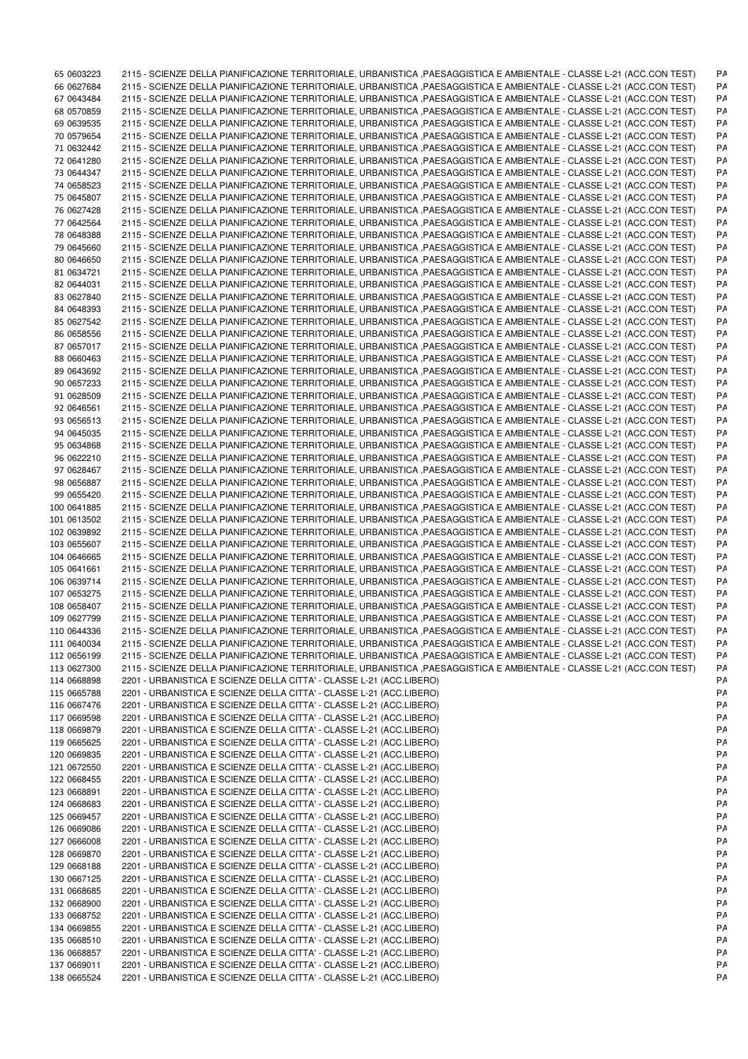| | | | |
|---|---|---|---|
| 65 | 0603223 | 2115 - SCIENZE DELLA PIANIFICAZIONE TERRITORIALE, URBANISTICA ,PAESAGGISTICA E AMBIENTALE - CLASSE L-21 (ACC.CON TEST) | PA |
| 66 | 0627684 | 2115 - SCIENZE DELLA PIANIFICAZIONE TERRITORIALE, URBANISTICA ,PAESAGGISTICA E AMBIENTALE - CLASSE L-21 (ACC.CON TEST) | PA |
| 67 | 0643484 | 2115 - SCIENZE DELLA PIANIFICAZIONE TERRITORIALE, URBANISTICA ,PAESAGGISTICA E AMBIENTALE - CLASSE L-21 (ACC.CON TEST) | PA |
| 68 | 0570859 | 2115 - SCIENZE DELLA PIANIFICAZIONE TERRITORIALE, URBANISTICA ,PAESAGGISTICA E AMBIENTALE - CLASSE L-21 (ACC.CON TEST) | PA |
| 69 | 0639535 | 2115 - SCIENZE DELLA PIANIFICAZIONE TERRITORIALE, URBANISTICA ,PAESAGGISTICA E AMBIENTALE - CLASSE L-21 (ACC.CON TEST) | PA |
| 70 | 0579654 | 2115 - SCIENZE DELLA PIANIFICAZIONE TERRITORIALE, URBANISTICA ,PAESAGGISTICA E AMBIENTALE - CLASSE L-21 (ACC.CON TEST) | PA |
| 71 | 0632442 | 2115 - SCIENZE DELLA PIANIFICAZIONE TERRITORIALE, URBANISTICA ,PAESAGGISTICA E AMBIENTALE - CLASSE L-21 (ACC.CON TEST) | PA |
| 72 | 0641280 | 2115 - SCIENZE DELLA PIANIFICAZIONE TERRITORIALE, URBANISTICA ,PAESAGGISTICA E AMBIENTALE - CLASSE L-21 (ACC.CON TEST) | PA |
| 73 | 0644347 | 2115 - SCIENZE DELLA PIANIFICAZIONE TERRITORIALE, URBANISTICA ,PAESAGGISTICA E AMBIENTALE - CLASSE L-21 (ACC.CON TEST) | PA |
| 74 | 0658523 | 2115 - SCIENZE DELLA PIANIFICAZIONE TERRITORIALE, URBANISTICA ,PAESAGGISTICA E AMBIENTALE - CLASSE L-21 (ACC.CON TEST) | PA |
| 75 | 0645807 | 2115 - SCIENZE DELLA PIANIFICAZIONE TERRITORIALE, URBANISTICA ,PAESAGGISTICA E AMBIENTALE - CLASSE L-21 (ACC.CON TEST) | PA |
| 76 | 0627428 | 2115 - SCIENZE DELLA PIANIFICAZIONE TERRITORIALE, URBANISTICA ,PAESAGGISTICA E AMBIENTALE - CLASSE L-21 (ACC.CON TEST) | PA |
| 77 | 0642564 | 2115 - SCIENZE DELLA PIANIFICAZIONE TERRITORIALE, URBANISTICA ,PAESAGGISTICA E AMBIENTALE - CLASSE L-21 (ACC.CON TEST) | PA |
| 78 | 0648388 | 2115 - SCIENZE DELLA PIANIFICAZIONE TERRITORIALE, URBANISTICA ,PAESAGGISTICA E AMBIENTALE - CLASSE L-21 (ACC.CON TEST) | PA |
| 79 | 0645660 | 2115 - SCIENZE DELLA PIANIFICAZIONE TERRITORIALE, URBANISTICA ,PAESAGGISTICA E AMBIENTALE - CLASSE L-21 (ACC.CON TEST) | PA |
| 80 | 0646650 | 2115 - SCIENZE DELLA PIANIFICAZIONE TERRITORIALE, URBANISTICA ,PAESAGGISTICA E AMBIENTALE - CLASSE L-21 (ACC.CON TEST) | PA |
| 81 | 0634721 | 2115 - SCIENZE DELLA PIANIFICAZIONE TERRITORIALE, URBANISTICA ,PAESAGGISTICA E AMBIENTALE - CLASSE L-21 (ACC.CON TEST) | PA |
| 82 | 0644031 | 2115 - SCIENZE DELLA PIANIFICAZIONE TERRITORIALE, URBANISTICA ,PAESAGGISTICA E AMBIENTALE - CLASSE L-21 (ACC.CON TEST) | PA |
| 83 | 0627840 | 2115 - SCIENZE DELLA PIANIFICAZIONE TERRITORIALE, URBANISTICA ,PAESAGGISTICA E AMBIENTALE - CLASSE L-21 (ACC.CON TEST) | PA |
| 84 | 0648393 | 2115 - SCIENZE DELLA PIANIFICAZIONE TERRITORIALE, URBANISTICA ,PAESAGGISTICA E AMBIENTALE - CLASSE L-21 (ACC.CON TEST) | PA |
| 85 | 0627542 | 2115 - SCIENZE DELLA PIANIFICAZIONE TERRITORIALE, URBANISTICA ,PAESAGGISTICA E AMBIENTALE - CLASSE L-21 (ACC.CON TEST) | PA |
| 86 | 0658556 | 2115 - SCIENZE DELLA PIANIFICAZIONE TERRITORIALE, URBANISTICA ,PAESAGGISTICA E AMBIENTALE - CLASSE L-21 (ACC.CON TEST) | PA |
| 87 | 0657017 | 2115 - SCIENZE DELLA PIANIFICAZIONE TERRITORIALE, URBANISTICA ,PAESAGGISTICA E AMBIENTALE - CLASSE L-21 (ACC.CON TEST) | PA |
| 88 | 0660463 | 2115 - SCIENZE DELLA PIANIFICAZIONE TERRITORIALE, URBANISTICA ,PAESAGGISTICA E AMBIENTALE - CLASSE L-21 (ACC.CON TEST) | PA |
| 89 | 0643692 | 2115 - SCIENZE DELLA PIANIFICAZIONE TERRITORIALE, URBANISTICA ,PAESAGGISTICA E AMBIENTALE - CLASSE L-21 (ACC.CON TEST) | PA |
| 90 | 0657233 | 2115 - SCIENZE DELLA PIANIFICAZIONE TERRITORIALE, URBANISTICA ,PAESAGGISTICA E AMBIENTALE - CLASSE L-21 (ACC.CON TEST) | PA |
| 91 | 0628509 | 2115 - SCIENZE DELLA PIANIFICAZIONE TERRITORIALE, URBANISTICA ,PAESAGGISTICA E AMBIENTALE - CLASSE L-21 (ACC.CON TEST) | PA |
| 92 | 0646561 | 2115 - SCIENZE DELLA PIANIFICAZIONE TERRITORIALE, URBANISTICA ,PAESAGGISTICA E AMBIENTALE - CLASSE L-21 (ACC.CON TEST) | PA |
| 93 | 0656513 | 2115 - SCIENZE DELLA PIANIFICAZIONE TERRITORIALE, URBANISTICA ,PAESAGGISTICA E AMBIENTALE - CLASSE L-21 (ACC.CON TEST) | PA |
| 94 | 0645035 | 2115 - SCIENZE DELLA PIANIFICAZIONE TERRITORIALE, URBANISTICA ,PAESAGGISTICA E AMBIENTALE - CLASSE L-21 (ACC.CON TEST) | PA |
| 95 | 0634868 | 2115 - SCIENZE DELLA PIANIFICAZIONE TERRITORIALE, URBANISTICA ,PAESAGGISTICA E AMBIENTALE - CLASSE L-21 (ACC.CON TEST) | PA |
| 96 | 0622210 | 2115 - SCIENZE DELLA PIANIFICAZIONE TERRITORIALE, URBANISTICA ,PAESAGGISTICA E AMBIENTALE - CLASSE L-21 (ACC.CON TEST) | PA |
| 97 | 0628467 | 2115 - SCIENZE DELLA PIANIFICAZIONE TERRITORIALE, URBANISTICA ,PAESAGGISTICA E AMBIENTALE - CLASSE L-21 (ACC.CON TEST) | PA |
| 98 | 0656887 | 2115 - SCIENZE DELLA PIANIFICAZIONE TERRITORIALE, URBANISTICA ,PAESAGGISTICA E AMBIENTALE - CLASSE L-21 (ACC.CON TEST) | PA |
| 99 | 0655420 | 2115 - SCIENZE DELLA PIANIFICAZIONE TERRITORIALE, URBANISTICA ,PAESAGGISTICA E AMBIENTALE - CLASSE L-21 (ACC.CON TEST) | PA |
| 100 | 0641885 | 2115 - SCIENZE DELLA PIANIFICAZIONE TERRITORIALE, URBANISTICA ,PAESAGGISTICA E AMBIENTALE - CLASSE L-21 (ACC.CON TEST) | PA |
| 101 | 0613502 | 2115 - SCIENZE DELLA PIANIFICAZIONE TERRITORIALE, URBANISTICA ,PAESAGGISTICA E AMBIENTALE - CLASSE L-21 (ACC.CON TEST) | PA |
| 102 | 0639892 | 2115 - SCIENZE DELLA PIANIFICAZIONE TERRITORIALE, URBANISTICA ,PAESAGGISTICA E AMBIENTALE - CLASSE L-21 (ACC.CON TEST) | PA |
| 103 | 0655607 | 2115 - SCIENZE DELLA PIANIFICAZIONE TERRITORIALE, URBANISTICA ,PAESAGGISTICA E AMBIENTALE - CLASSE L-21 (ACC.CON TEST) | PA |
| 104 | 0646665 | 2115 - SCIENZE DELLA PIANIFICAZIONE TERRITORIALE, URBANISTICA ,PAESAGGISTICA E AMBIENTALE - CLASSE L-21 (ACC.CON TEST) | PA |
| 105 | 0641661 | 2115 - SCIENZE DELLA PIANIFICAZIONE TERRITORIALE, URBANISTICA ,PAESAGGISTICA E AMBIENTALE - CLASSE L-21 (ACC.CON TEST) | PA |
| 106 | 0639714 | 2115 - SCIENZE DELLA PIANIFICAZIONE TERRITORIALE, URBANISTICA ,PAESAGGISTICA E AMBIENTALE - CLASSE L-21 (ACC.CON TEST) | PA |
| 107 | 0653275 | 2115 - SCIENZE DELLA PIANIFICAZIONE TERRITORIALE, URBANISTICA ,PAESAGGISTICA E AMBIENTALE - CLASSE L-21 (ACC.CON TEST) | PA |
| 108 | 0658407 | 2115 - SCIENZE DELLA PIANIFICAZIONE TERRITORIALE, URBANISTICA ,PAESAGGISTICA E AMBIENTALE - CLASSE L-21 (ACC.CON TEST) | PA |
| 109 | 0627799 | 2115 - SCIENZE DELLA PIANIFICAZIONE TERRITORIALE, URBANISTICA ,PAESAGGISTICA E AMBIENTALE - CLASSE L-21 (ACC.CON TEST) | PA |
| 110 | 0644336 | 2115 - SCIENZE DELLA PIANIFICAZIONE TERRITORIALE, URBANISTICA ,PAESAGGISTICA E AMBIENTALE - CLASSE L-21 (ACC.CON TEST) | PA |
| 111 | 0640034 | 2115 - SCIENZE DELLA PIANIFICAZIONE TERRITORIALE, URBANISTICA ,PAESAGGISTICA E AMBIENTALE - CLASSE L-21 (ACC.CON TEST) | PA |
| 112 | 0656199 | 2115 - SCIENZE DELLA PIANIFICAZIONE TERRITORIALE, URBANISTICA ,PAESAGGISTICA E AMBIENTALE - CLASSE L-21 (ACC.CON TEST) | PA |
| 113 | 0627300 | 2115 - SCIENZE DELLA PIANIFICAZIONE TERRITORIALE, URBANISTICA ,PAESAGGISTICA E AMBIENTALE - CLASSE L-21 (ACC.CON TEST) | PA |
| 114 | 0668898 | 2201 - URBANISTICA E SCIENZE DELLA CITTA' - CLASSE L-21 (ACC.LIBERO) | PA |
| 115 | 0665788 | 2201 - URBANISTICA E SCIENZE DELLA CITTA' - CLASSE L-21 (ACC.LIBERO) | PA |
| 116 | 0667476 | 2201 - URBANISTICA E SCIENZE DELLA CITTA' - CLASSE L-21 (ACC.LIBERO) | PA |
| 117 | 0669598 | 2201 - URBANISTICA E SCIENZE DELLA CITTA' - CLASSE L-21 (ACC.LIBERO) | PA |
| 118 | 0669879 | 2201 - URBANISTICA E SCIENZE DELLA CITTA' - CLASSE L-21 (ACC.LIBERO) | PA |
| 119 | 0665625 | 2201 - URBANISTICA E SCIENZE DELLA CITTA' - CLASSE L-21 (ACC.LIBERO) | PA |
| 120 | 0669835 | 2201 - URBANISTICA E SCIENZE DELLA CITTA' - CLASSE L-21 (ACC.LIBERO) | PA |
| 121 | 0672550 | 2201 - URBANISTICA E SCIENZE DELLA CITTA' - CLASSE L-21 (ACC.LIBERO) | PA |
| 122 | 0668455 | 2201 - URBANISTICA E SCIENZE DELLA CITTA' - CLASSE L-21 (ACC.LIBERO) | PA |
| 123 | 0668891 | 2201 - URBANISTICA E SCIENZE DELLA CITTA' - CLASSE L-21 (ACC.LIBERO) | PA |
| 124 | 0668683 | 2201 - URBANISTICA E SCIENZE DELLA CITTA' - CLASSE L-21 (ACC.LIBERO) | PA |
| 125 | 0669457 | 2201 - URBANISTICA E SCIENZE DELLA CITTA' - CLASSE L-21 (ACC.LIBERO) | PA |
| 126 | 0669086 | 2201 - URBANISTICA E SCIENZE DELLA CITTA' - CLASSE L-21 (ACC.LIBERO) | PA |
| 127 | 0666008 | 2201 - URBANISTICA E SCIENZE DELLA CITTA' - CLASSE L-21 (ACC.LIBERO) | PA |
| 128 | 0669870 | 2201 - URBANISTICA E SCIENZE DELLA CITTA' - CLASSE L-21 (ACC.LIBERO) | PA |
| 129 | 0668188 | 2201 - URBANISTICA E SCIENZE DELLA CITTA' - CLASSE L-21 (ACC.LIBERO) | PA |
| 130 | 0667125 | 2201 - URBANISTICA E SCIENZE DELLA CITTA' - CLASSE L-21 (ACC.LIBERO) | PA |
| 131 | 0668685 | 2201 - URBANISTICA E SCIENZE DELLA CITTA' - CLASSE L-21 (ACC.LIBERO) | PA |
| 132 | 0668900 | 2201 - URBANISTICA E SCIENZE DELLA CITTA' - CLASSE L-21 (ACC.LIBERO) | PA |
| 133 | 0668752 | 2201 - URBANISTICA E SCIENZE DELLA CITTA' - CLASSE L-21 (ACC.LIBERO) | PA |
| 134 | 0669855 | 2201 - URBANISTICA E SCIENZE DELLA CITTA' - CLASSE L-21 (ACC.LIBERO) | PA |
| 135 | 0668510 | 2201 - URBANISTICA E SCIENZE DELLA CITTA' - CLASSE L-21 (ACC.LIBERO) | PA |
| 136 | 0668857 | 2201 - URBANISTICA E SCIENZE DELLA CITTA' - CLASSE L-21 (ACC.LIBERO) | PA |
| 137 | 0669011 | 2201 - URBANISTICA E SCIENZE DELLA CITTA' - CLASSE L-21 (ACC.LIBERO) | PA |
| 138 | 0665524 | 2201 - URBANISTICA E SCIENZE DELLA CITTA' - CLASSE L-21 (ACC.LIBERO) | PA |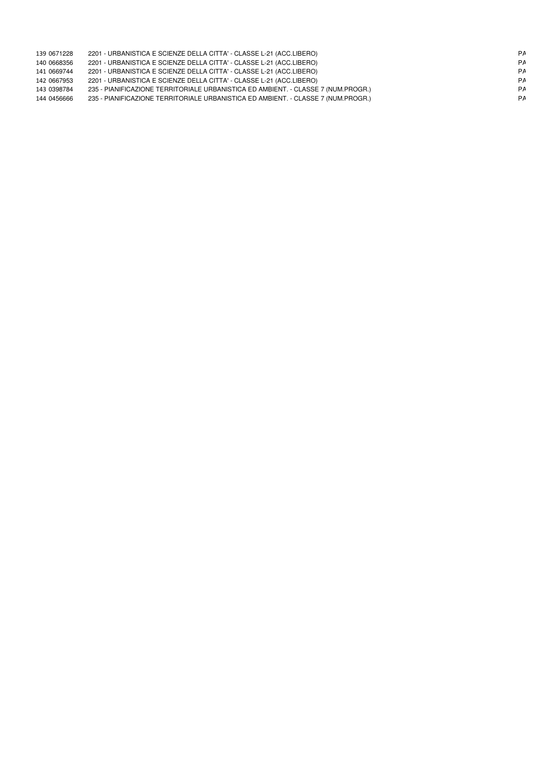| | | | |
|---|---|---|---|
| 139 | 0671228 | 2201 - URBANISTICA E SCIENZE DELLA CITTA' - CLASSE L-21 (ACC.LIBERO) | PA |
| 140 | 0668356 | 2201 - URBANISTICA E SCIENZE DELLA CITTA' - CLASSE L-21 (ACC.LIBERO) | PA |
| 141 | 0669744 | 2201 - URBANISTICA E SCIENZE DELLA CITTA' - CLASSE L-21 (ACC.LIBERO) | PA |
| 142 | 0667953 | 2201 - URBANISTICA E SCIENZE DELLA CITTA' - CLASSE L-21 (ACC.LIBERO) | PA |
| 143 | 0398784 | 235 - PIANIFICAZIONE TERRITORIALE URBANISTICA ED AMBIENT. - CLASSE 7 (NUM.PROGR.) | PA |
| 144 | 0456666 | 235 - PIANIFICAZIONE TERRITORIALE URBANISTICA ED AMBIENT. - CLASSE 7 (NUM.PROGR.) | PA |